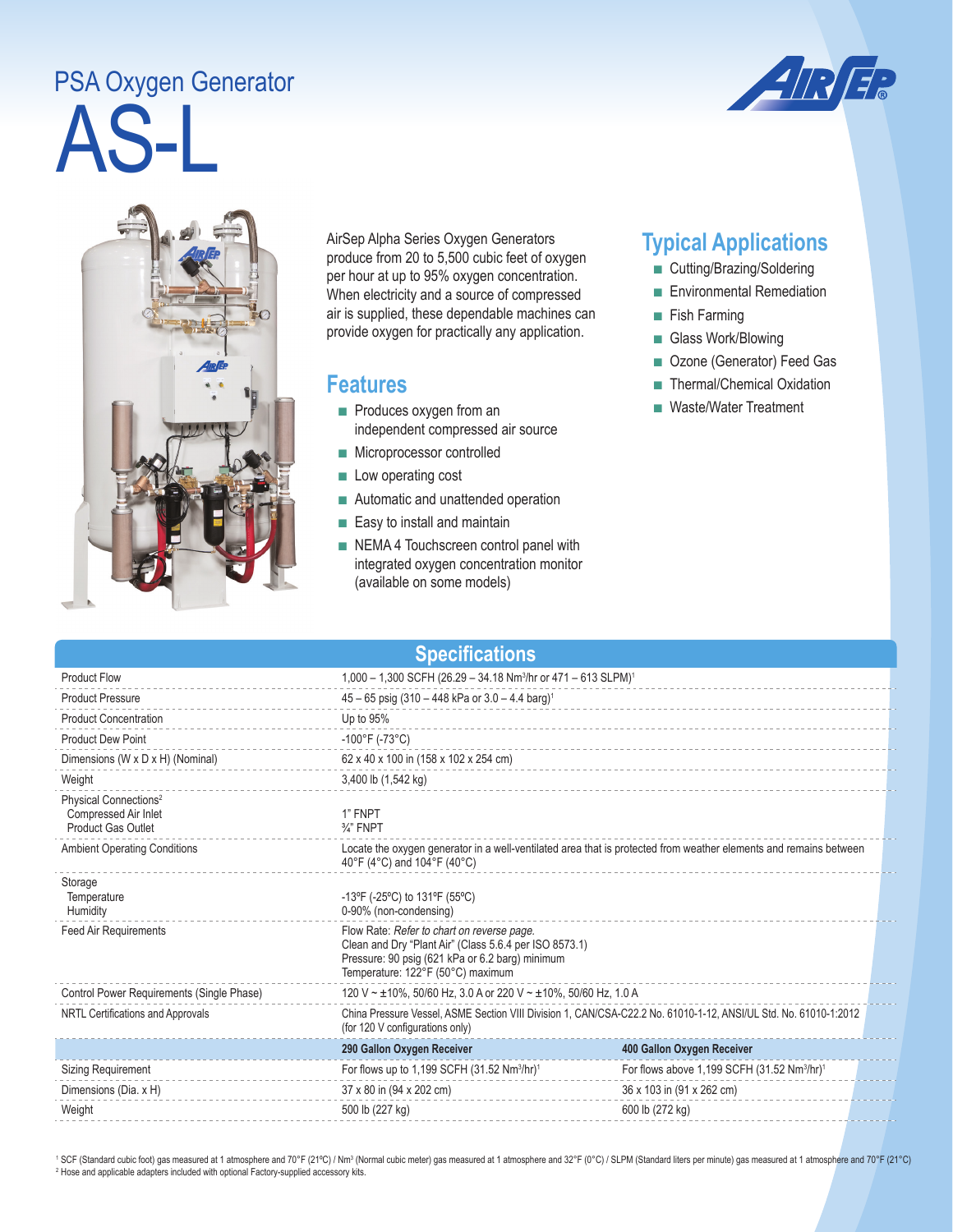PSA Oxygen Generator

# AS-L

AirSep Alpha Series Oxygen Generators produce from 20 to 5,500 cubic feet of oxygen per hour at up to 95% oxygen concentration. When electricity and a source of compressed air is supplied, these dependable machines can provide oxygen for practically any application.

## Features

- Produces oxygen from an independent compressed air source
- Microprocessor controlled
- Low operating cost
- Automatic and unattended operation
- Easy to install and maintain
- NEMA 4 Touchscreen control panel with integrated oxygen concentration monitor (available on some models)

## Typical Applications

- Cutting/Brazing/Soldering
- Environmental Remediation
- Fish Farming
- Glass Work/Blowing
- Ozone (Generator) Feed Gas
- Thermal/Chemical Oxidation
- Waste/Water Treatment

## Specifications

| | | |
|---|---|---|
| Product Flow | 1,000 – 1,300 SCFH (26.29 – 34.18 Nm³/hr or 471 – 613 SLPM)[1] | |
| Product Pressure | 45 – 65 psig (310 – 448 kPa or 3.0 – 4.4 barg)[1] | |
| Product Concentration | Up to 95% | |
| Product Dew Point | -100°F (-73°C) | |
| Dimensions (W x D x H) (Nominal) | 62 x 40 x 100 in (158 x 102 x 254 cm) | |
| Weight | 3,400 lb (1,542 kg) | |
| Physical Connections[2]<br>Compressed Air Inlet<br>Product Gas Outlet | <br>1" FNPT<br>¾" FNPT | |
| Ambient Operating Conditions | Locate the oxygen generator in a well-ventilated area that is protected from weather elements and remains between 40°F (4°C) and 104°F (40°C) | |
| Storage<br>Temperature<br>Humidity | <br>-13ºF (-25ºC) to 131ºF (55ºC)<br>0-90% (non-condensing) | |
| Feed Air Requirements | Flow Rate: *Refer to chart on reverse page.*<br>Clean and Dry "Plant Air" (Class 5.6.4 per ISO 8573.1)<br>Pressure: 90 psig (621 kPa or 6.2 barg) minimum<br>Temperature: 122°F (50°C) maximum | |
| Control Power Requirements (Single Phase) | 120 V ~ ±10%, 50/60 Hz, 3.0 A or 220 V ~ ±10%, 50/60 Hz, 1.0 A | |
| NRTL Certifications and Approvals | China Pressure Vessel, ASME Section VIII Division 1, CAN/CSA-C22.2 No. 61010-1-12, ANSI/UL Std. No. 61010-1:2012 (for 120 V configurations only) | |
| | **290 Gallon Oxygen Receiver** | **400 Gallon Oxygen Receiver** |
| Sizing Requirement | For flows up to 1,199 SCFH (31.52 Nm³/hr)[1] | For flows above 1,199 SCFH (31.52 Nm³/hr)[1] |
| Dimensions (Dia. x H) | 37 x 80 in (94 x 202 cm) | 36 x 103 in (91 x 262 cm) |
| Weight | 500 lb (227 kg) | 600 lb (272 kg) |

[1] SCF (Standard cubic foot) gas measured at 1 atmosphere and 70°F (21ºC) / Nm³ (Normal cubic meter) gas measured at 1 atmosphere and 32°F (0°C) / SLPM (Standard liters per minute) gas measured at 1 atmosphere and 70°F (21°C)
[2] Hose and applicable adapters included with optional Factory-supplied accessory kits.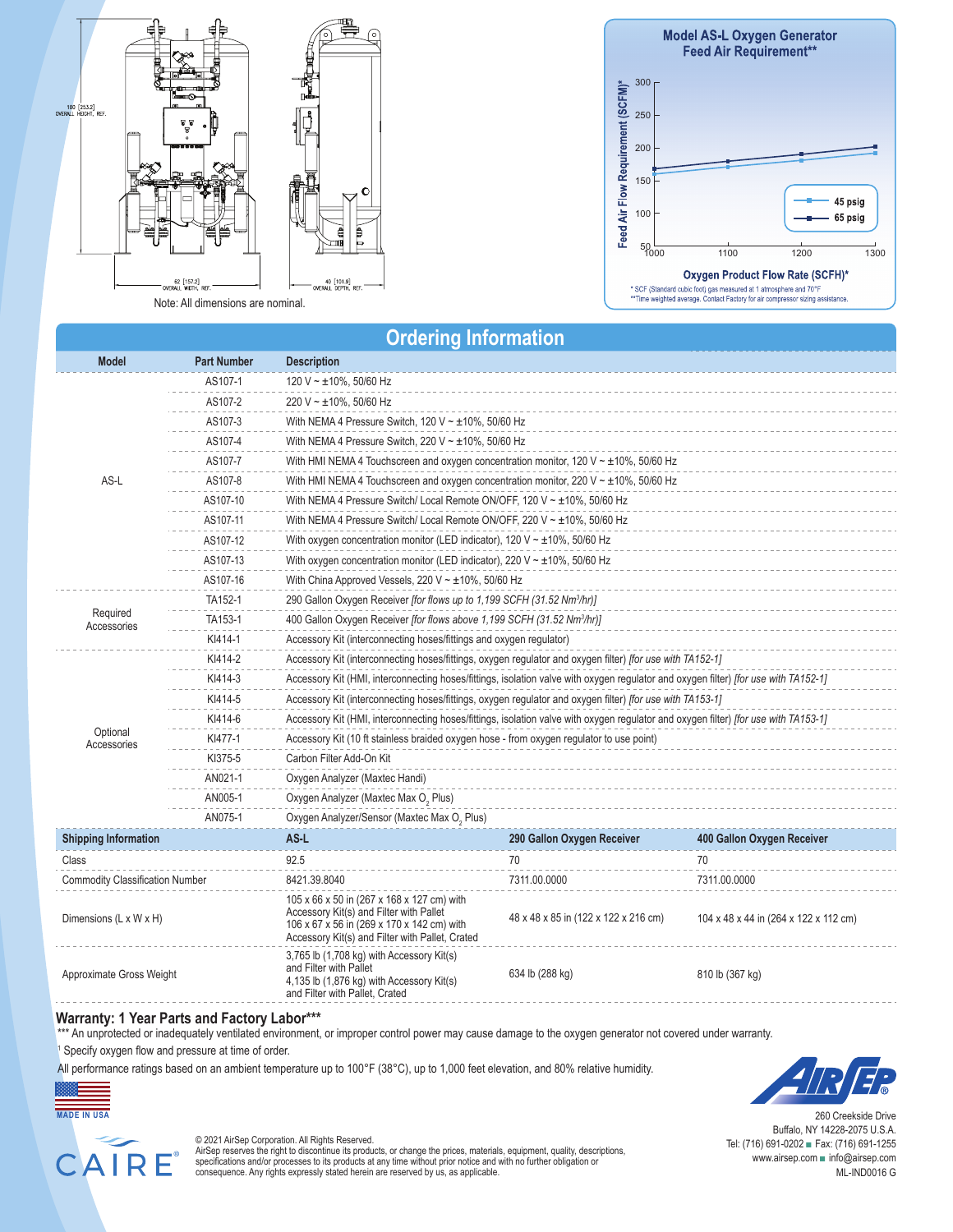100 [253.2]
OVERALL HEIGHT, REF.

62 [157.2]
OVERALL WIDTH, REF.

40 [101.9]
OVERALL DEPTH, REF.

Note: All dimensions are nominal.

**Model AS-L Oxygen Generator**
**Feed Air Requirement****

Feed Air Flow Requirement (SCFM)*

300
250
200
150
100
50

1000 1100 1200 1300

45 psig
65 psig

**Oxygen Product Flow Rate (SCFH)***

* SCF (Standard cubic foot) gas measured at 1 atmosphere and 70°F
**Time weighted average. Contact Factory for air compressor sizing assistance.

## Ordering Information

| Model | Part Number | Description |
|---|---|---|
| AS-L | AS107-1 | 120 V ~ ±10%, 50/60 Hz |
| | AS107-2 | 220 V ~ ±10%, 50/60 Hz |
| | AS107-3 | With NEMA 4 Pressure Switch, 120 V ~ ±10%, 50/60 Hz |
| | AS107-4 | With NEMA 4 Pressure Switch, 220 V ~ ±10%, 50/60 Hz |
| | AS107-7 | With HMI NEMA 4 Touchscreen and oxygen concentration monitor, 120 V ~ ±10%, 50/60 Hz |
| | AS107-8 | With HMI NEMA 4 Touchscreen and oxygen concentration monitor, 220 V ~ ±10%, 50/60 Hz |
| | AS107-10 | With NEMA 4 Pressure Switch/ Local Remote ON/OFF, 120 V ~ ±10%, 50/60 Hz |
| | AS107-11 | With NEMA 4 Pressure Switch/ Local Remote ON/OFF, 220 V ~ ±10%, 50/60 Hz |
| | AS107-12 | With oxygen concentration monitor (LED indicator), 120 V ~ ±10%, 50/60 Hz |
| | AS107-13 | With oxygen concentration monitor (LED indicator), 220 V ~ ±10%, 50/60 Hz |
| | AS107-16 | With China Approved Vessels, 220 V ~ ±10%, 50/60 Hz |
| Required Accessories | TA152-1 | 290 Gallon Oxygen Receiver *[for flows up to 1,199 SCFH (31.52 Nm³/hr)]* |
| | TA153-1 | 400 Gallon Oxygen Receiver *[for flows above 1,199 SCFH (31.52 Nm³/hr)]* |
| | KI414-1 | Accessory Kit (interconnecting hoses/fittings and oxygen regulator) |
| Optional Accessories | KI414-2 | Accessory Kit (interconnecting hoses/fittings, oxygen regulator and oxygen filter) *[for use with TA152-1]* |
| | KI414-3 | Accessory Kit (HMI, interconnecting hoses/fittings, isolation valve with oxygen regulator and oxygen filter) *[for use with TA152-1]* |
| | KI414-5 | Accessory Kit (interconnecting hoses/fittings, oxygen regulator and oxygen filter) *[for use with TA153-1]* |
| | KI414-6 | Accessory Kit (HMI, interconnecting hoses/fittings, isolation valve with oxygen regulator and oxygen filter) *[for use with TA153-1]* |
| | KI477-1 | Accessory Kit (10 ft stainless braided oxygen hose - from oxygen regulator to use point) |
| | KI375-5 | Carbon Filter Add-On Kit |
| | AN021-1 | Oxygen Analyzer (Maxtec Handi) |
| | AN005-1 | Oxygen Analyzer (Maxtec Max $O_2$ Plus) |
| | AN075-1 | Oxygen Analyzer/Sensor (Maxtec Max $O_2$ Plus) |

| Shipping Information | AS-L | 290 Gallon Oxygen Receiver | 400 Gallon Oxygen Receiver |
|---|---|---|---|
| Class | 92.5 | 70 | 70 |
| Commodity Classification Number | 8421.39.8040 | 7311.00.0000 | 7311.00.0000 |
| Dimensions (L x W x H) | 105 x 66 x 50 in (267 x 168 x 127 cm) with Accessory Kit(s) and Filter with Pallet; 106 x 67 x 56 in (269 x 170 x 142 cm) with Accessory Kit(s) and Filter with Pallet, Crated | 48 x 48 x 85 in (122 x 122 x 216 cm) | 104 x 48 x 44 in (264 x 122 x 112 cm) |
| Approximate Gross Weight | 3,765 lb (1,708 kg) with Accessory Kit(s) and Filter with Pallet; 4,135 lb (1,876 kg) with Accessory Kit(s) and Filter with Pallet, Crated | 634 lb (288 kg) | 810 lb (367 kg) |

### Warranty: 1 Year Parts and Factory Labor***

*** An unprotected or inadequately ventilated environment, or improper control power may cause damage to the oxygen generator not covered under warranty.

[1] Specify oxygen flow and pressure at time of order.

All performance ratings based on an ambient temperature up to 100°F (38°C), up to 1,000 feet elevation, and 80% relative humidity.

MADE IN USA

CAIRE

© 2021 AirSep Corporation. All Rights Reserved.
AirSep reserves the right to discontinue its products, or change the prices, materials, equipment, quality, descriptions, specifications and/or processes to its products at any time without prior notice and with no further obligation or consequence. Any rights expressly stated herein are reserved by us, as applicable.

AIRSEP

260 Creekside Drive
Buffalo, NY 14228-2075 U.S.A.
Tel: (716) 691-0202 ■ Fax: (716) 691-1255
www.airsep.com ■ info@airsep.com
ML-IND0016 G